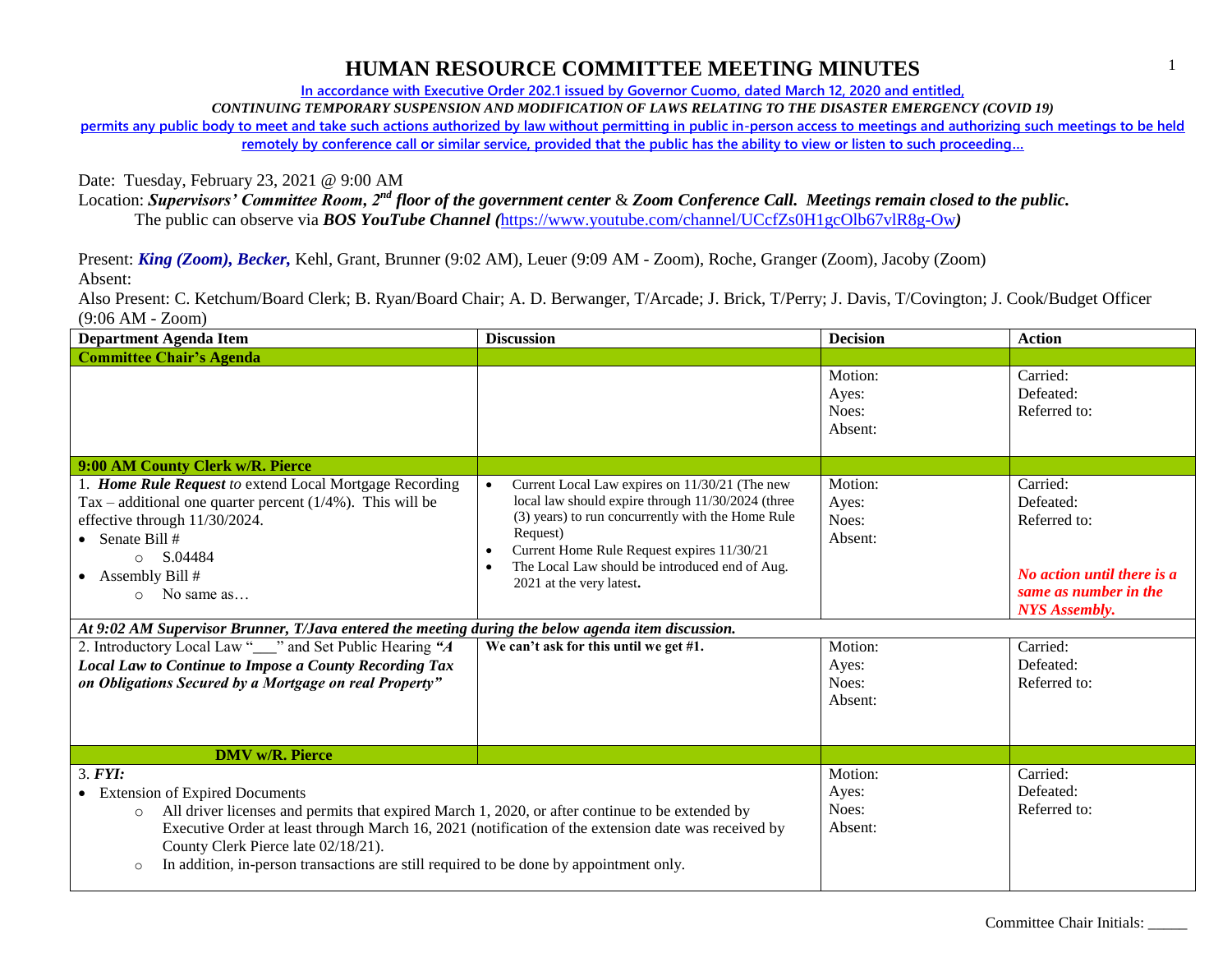# HUMAN RESOURCE COMMITTEE MEETING MINUTES

In accordance with Executive Order 202.1 issued by Governor Cuomo, dated March 12, 2020 and entitled,
*CONTINUING TEMPORARY SUSPENSION AND MODIFICATION OF LAWS RELATING TO THE DISASTER EMERGENCY (COVID 19)*
permits any public body to meet and take such actions authorized by law without permitting in public in-person access to meetings and authorizing such meetings to be held remotely by conference call or similar service, provided that the public has the ability to view or listen to such proceeding…

Date: Tuesday, February 23, 2021 @ 9:00 AM
Location: ***Supervisors' Committee Room, 2nd floor of the government center*** & ***Zoom Conference Call. Meetings remain closed to the public.***
The public can observe via ***BOS YouTube Channel (***https://www.youtube.com/channel/UCcfZs0H1gcOlb67vlR8g-Ow***)***

Present: ***King (Zoom), Becker,*** Kehl, Grant, Brunner (9:02 AM), Leuer (9:09 AM - Zoom), Roche, Granger (Zoom), Jacoby (Zoom)
Absent:
Also Present: C. Ketchum/Board Clerk; B. Ryan/Board Chair; A. D. Berwanger, T/Arcade; J. Brick, T/Perry; J. Davis, T/Covington; J. Cook/Budget Officer (9:06 AM - Zoom)

| Department Agenda Item | Discussion | Decision | Action |
|---|---|---|---|
| **Committee Chair's Agenda** | | | |
| | | Motion:<br>Ayes:<br>Noes:<br>Absent: | Carried:<br>Defeated:<br>Referred to: |
| **9:00 AM County Clerk w/R. Pierce** | | | |
| 1. ***Home Rule Request*** *to* extend Local Mortgage Recording Tax – additional one quarter percent (1/4%). This will be effective through 11/30/2024.<br>• Senate Bill #<br>  ○ S.04484<br>• Assembly Bill #<br>  ○ No same as… | • Current Local Law expires on 11/30/21 (The new local law should expire through 11/30/2024 (three (3) years) to run concurrently with the Home Rule Request)<br>• Current Home Rule Request expires 11/30/21<br>• The Local Law should be introduced end of Aug. 2021 at the very latest**.** | Motion:<br>Ayes:<br>Noes:<br>Absent: | Carried:<br>Defeated:<br>Referred to:<br><br>***No action until there is a same as number in the NYS Assembly.*** |
| ***At 9:02 AM Supervisor Brunner, T/Java entered the meeting during the below agenda item discussion.*** | | | |
| 2. Introductory Local Law "___" and Set Public Hearing ***"A Local Law to Continue to Impose a County Recording Tax on Obligations Secured by a Mortgage on real Property"*** | **We can't ask for this until we get #1.** | Motion:<br>Ayes:<br>Noes:<br>Absent: | Carried:<br>Defeated:<br>Referred to: |
| **DMV w/R. Pierce** | | | |
| 3. ***FYI:***<br>• Extension of Expired Documents<br>  ○ All driver licenses and permits that expired March 1, 2020, or after continue to be extended by Executive Order at least through March 16, 2021 (notification of the extension date was received by County Clerk Pierce late 02/18/21).<br>  ○ In addition, in-person transactions are still required to be done by appointment only. | | Motion:<br>Ayes:<br>Noes:<br>Absent: | Carried:<br>Defeated:<br>Referred to: |

Committee Chair Initials: _____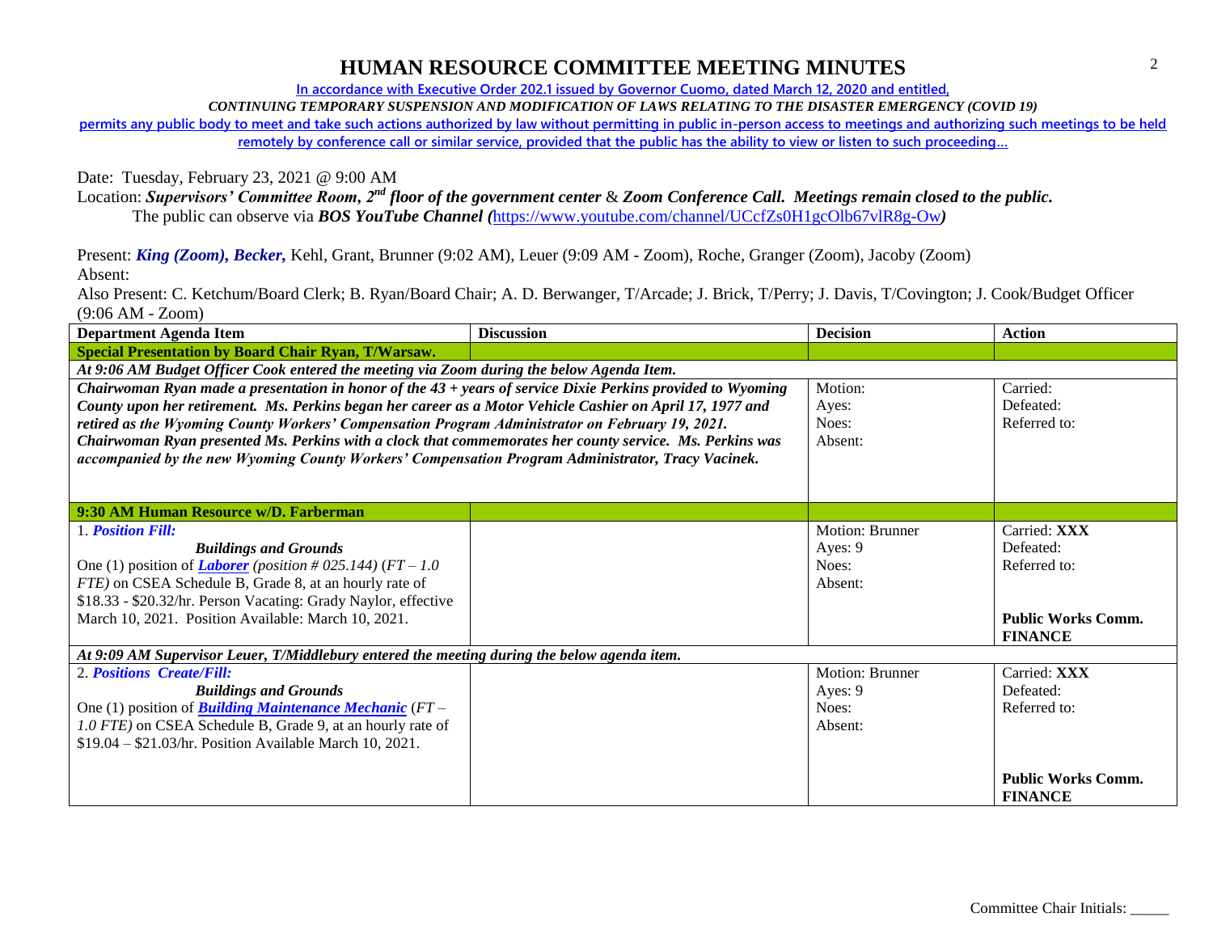# HUMAN RESOURCE COMMITTEE MEETING MINUTES

In accordance with Executive Order 202.1 issued by Governor Cuomo, dated March 12, 2020 and entitled,

*CONTINUING TEMPORARY SUSPENSION AND MODIFICATION OF LAWS RELATING TO THE DISASTER EMERGENCY (COVID 19)*

permits any public body to meet and take such actions authorized by law without permitting in public in-person access to meetings and authorizing such meetings to be held remotely by conference call or similar service, provided that the public has the ability to view or listen to such proceeding…

Date: Tuesday, February 23, 2021 @ 9:00 AM

Location: ***Supervisors' Committee Room, 2nd floor of the government center*** & ***Zoom Conference Call. Meetings remain closed to the public.***
The public can observe via ***BOS YouTube Channel (***https://www.youtube.com/channel/UCcfZs0H1gcOlb67vlR8g-Ow***)***

Present: ***King (Zoom), Becker,*** Kehl, Grant, Brunner (9:02 AM), Leuer (9:09 AM - Zoom), Roche, Granger (Zoom), Jacoby (Zoom)

Absent:

Also Present: C. Ketchum/Board Clerk; B. Ryan/Board Chair; A. D. Berwanger, T/Arcade; J. Brick, T/Perry; J. Davis, T/Covington; J. Cook/Budget Officer (9:06 AM - Zoom)

| Department Agenda Item | Discussion | Decision | Action |
|---|---|---|---|
| **Special Presentation by Board Chair Ryan, T/Warsaw.** | | | |
| ***At 9:06 AM Budget Officer Cook entered the meeting via Zoom during the below Agenda Item.*** | | | |
| ***Chairwoman Ryan made a presentation in honor of the 43 + years of service Dixie Perkins provided to Wyoming County upon her retirement. Ms. Perkins began her career as a Motor Vehicle Cashier on April 17, 1977 and retired as the Wyoming County Workers' Compensation Program Administrator on February 19, 2021. Chairwoman Ryan presented Ms. Perkins with a clock that commemorates her county service. Ms. Perkins was accompanied by the new Wyoming County Workers' Compensation Program Administrator, Tracy Vacinek.*** | | Motion:<br>Ayes:<br>Noes:<br>Absent: | Carried:<br>Defeated:<br>Referred to: |
| **9:30 AM Human Resource w/D. Farberman** | | | |
| 1. ***Position Fill:***<br>***Buildings and Grounds***<br>One (1) position of ***Laborer*** *(position # 025.144) (FT – 1.0 FTE)* on CSEA Schedule B, Grade 8, at an hourly rate of $18.33 - $20.32/hr. Person Vacating: Grady Naylor, effective March 10, 2021. Position Available: March 10, 2021. | | Motion: Brunner<br>Ayes: 9<br>Noes:<br>Absent: | Carried: **XXX**<br>Defeated:<br>Referred to:<br>**Public Works Comm.**<br>**FINANCE** |
| ***At 9:09 AM Supervisor Leuer, T/Middlebury entered the meeting during the below agenda item.*** | | | |
| 2. ***Positions Create/Fill:***<br>***Buildings and Grounds***<br>One (1) position of ***Building Maintenance Mechanic*** *(FT – 1.0 FTE)* on CSEA Schedule B, Grade 9, at an hourly rate of $19.04 – $21.03/hr. Position Available March 10, 2021. | | Motion: Brunner<br>Ayes: 9<br>Noes:<br>Absent: | Carried: **XXX**<br>Defeated:<br>Referred to:<br>**Public Works Comm.**<br>**FINANCE** |

Committee Chair Initials: _____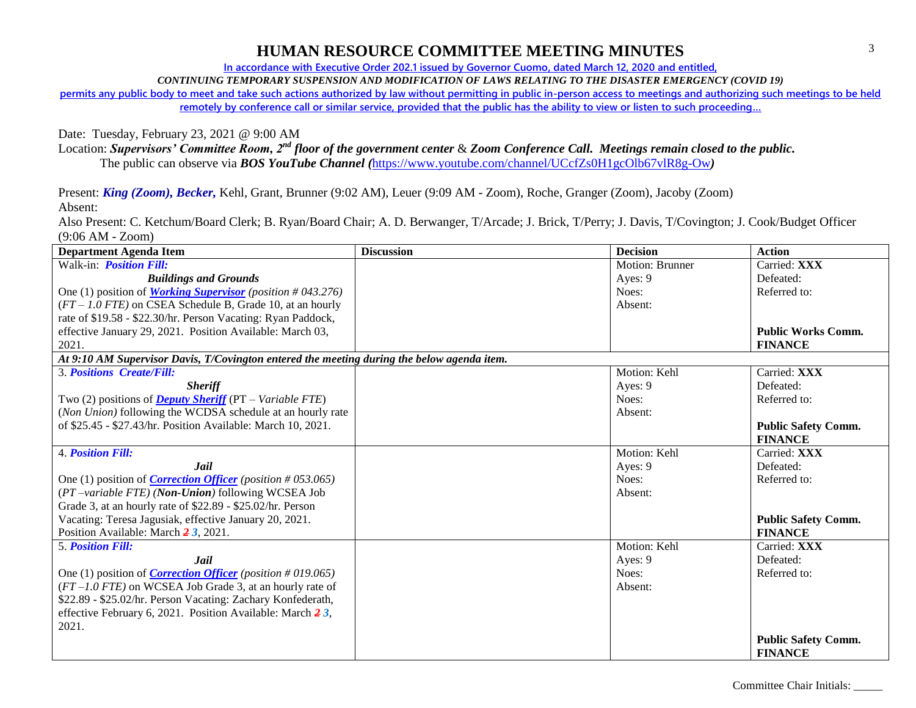# HUMAN RESOURCE COMMITTEE MEETING MINUTES

In accordance with Executive Order 202.1 issued by Governor Cuomo, dated March 12, 2020 and entitled,

*CONTINUING TEMPORARY SUSPENSION AND MODIFICATION OF LAWS RELATING TO THE DISASTER EMERGENCY (COVID 19)*

permits any public body to meet and take such actions authorized by law without permitting in public in-person access to meetings and authorizing such meetings to be held remotely by conference call or similar service, provided that the public has the ability to view or listen to such proceeding…

Date: Tuesday, February 23, 2021 @ 9:00 AM

Location: ***Supervisors' Committee Room, 2nd floor of the government center*** & ***Zoom Conference Call. Meetings remain closed to the public.***
The public can observe via ***BOS YouTube Channel (***https://www.youtube.com/channel/UCcfZs0H1gcOlb67vlR8g-Ow***)***

Present: ***King (Zoom), Becker,*** Kehl, Grant, Brunner (9:02 AM), Leuer (9:09 AM - Zoom), Roche, Granger (Zoom), Jacoby (Zoom)

Absent:

Also Present: C. Ketchum/Board Clerk; B. Ryan/Board Chair; A. D. Berwanger, T/Arcade; J. Brick, T/Perry; J. Davis, T/Covington; J. Cook/Budget Officer (9:06 AM - Zoom)

| Department Agenda Item | Discussion | Decision | Action |
|---|---|---|---|
| Walk-in: ***Position Fill:*** ***Buildings and Grounds*** One (1) position of ***Working Supervisor*** *(position # 043.276)* *(FT – 1.0 FTE)* on CSEA Schedule B, Grade 10, at an hourly rate of $19.58 - $22.30/hr. Person Vacating: Ryan Paddock, effective January 29, 2021. Position Available: March 03, 2021. | | Motion: Brunner Ayes: 9 Noes: Absent: | Carried: **XXX** Defeated: Referred to: **Public Works Comm. FINANCE** |
| ***At 9:10 AM Supervisor Davis, T/Covington entered the meeting during the below agenda item.*** | | | |
| 3. ***Positions Create/Fill:*** ***Sheriff*** Two (2) positions of ***Deputy Sheriff*** (PT – *Variable FTE*) (*Non Union*) following the WCDSA schedule at an hourly rate of $25.45 - $27.43/hr. Position Available: March 10, 2021. | | Motion: Kehl Ayes: 9 Noes: Absent: | Carried: **XXX** Defeated: Referred to: **Public Safety Comm. FINANCE** |
| 4. ***Position Fill:*** ***Jail*** One (1) position of ***Correction Officer*** *(position # 053.065)* (*PT –variable FTE) (**Non-Union**)* following WCSEA Job Grade 3, at an hourly rate of $22.89 - $25.02/hr. Person Vacating: Teresa Jagusiak, effective January 20, 2021. Position Available: March ~~2~~ 3, 2021. | | Motion: Kehl Ayes: 9 Noes: Absent: | Carried: **XXX** Defeated: Referred to: **Public Safety Comm. FINANCE** |
| 5. ***Position Fill:*** ***Jail*** One (1) position of ***Correction Officer*** *(position # 019.065)* *(FT –1.0 FTE)* on WCSEA Job Grade 3, at an hourly rate of $22.89 - $25.02/hr. Person Vacating: Zachary Konfederath, effective February 6, 2021. Position Available: March ~~2~~ 3, 2021. | | Motion: Kehl Ayes: 9 Noes: Absent: | Carried: **XXX** Defeated: Referred to: **Public Safety Comm. FINANCE** |

Committee Chair Initials: _____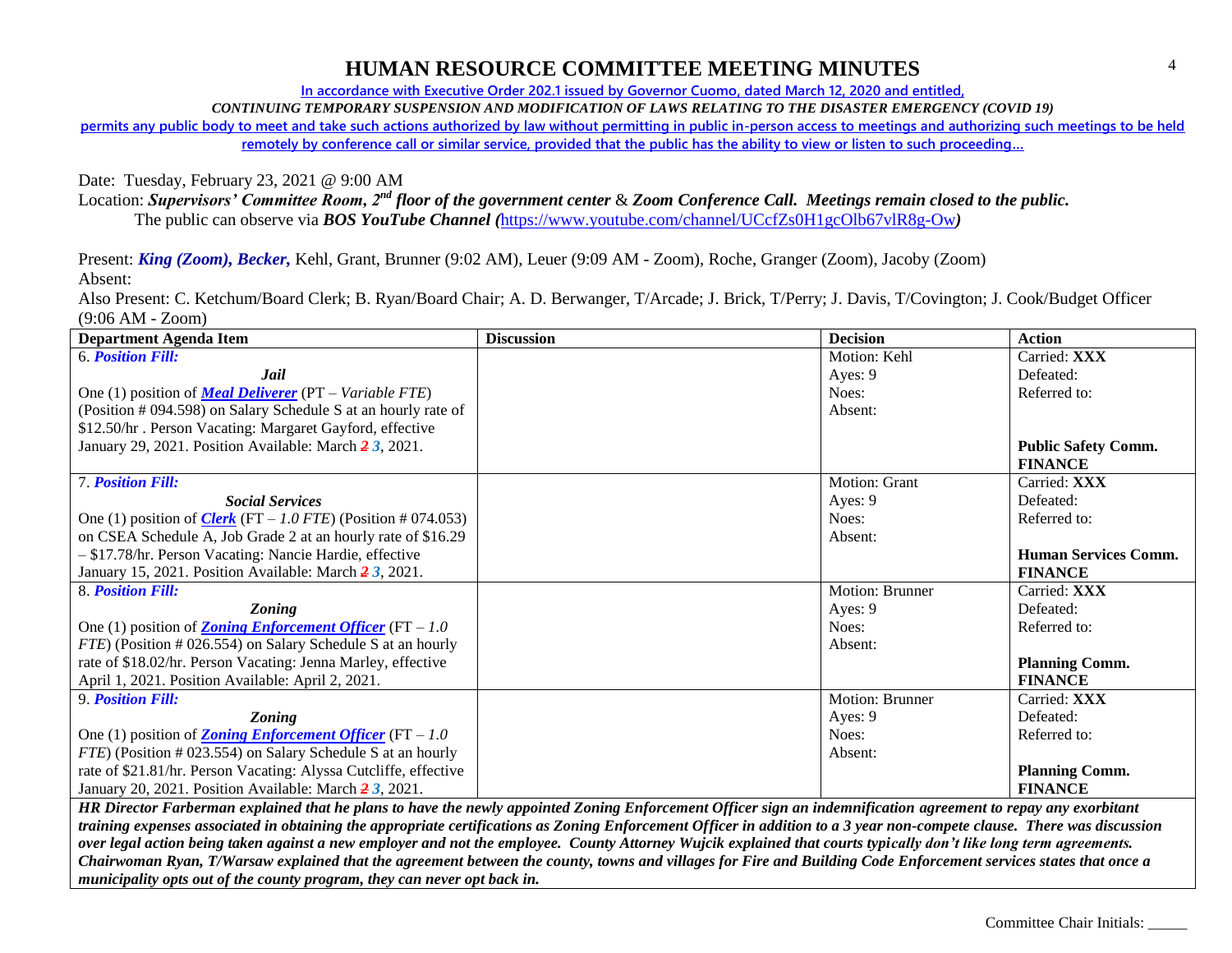# HUMAN RESOURCE COMMITTEE MEETING MINUTES

In accordance with Executive Order 202.1 issued by Governor Cuomo, dated March 12, 2020 and entitled,

*CONTINUING TEMPORARY SUSPENSION AND MODIFICATION OF LAWS RELATING TO THE DISASTER EMERGENCY (COVID 19)*

permits any public body to meet and take such actions authorized by law without permitting in public in-person access to meetings and authorizing such meetings to be held remotely by conference call or similar service, provided that the public has the ability to view or listen to such proceeding…

Date: Tuesday, February 23, 2021 @ 9:00 AM

Location: ***Supervisors' Committee Room, 2nd floor of the government center*** & ***Zoom Conference Call. Meetings remain closed to the public.***
The public can observe via ***BOS YouTube Channel (***https://www.youtube.com/channel/UCcfZs0H1gcOlb67vlR8g-Ow***)***

Present: ***King (Zoom), Becker,*** Kehl, Grant, Brunner (9:02 AM), Leuer (9:09 AM - Zoom), Roche, Granger (Zoom), Jacoby (Zoom)
Absent:
Also Present: C. Ketchum/Board Clerk; B. Ryan/Board Chair; A. D. Berwanger, T/Arcade; J. Brick, T/Perry; J. Davis, T/Covington; J. Cook/Budget Officer (9:06 AM - Zoom)

| Department Agenda Item | Discussion | Decision | Action |
|---|---|---|---|
| 6. ***Position Fill:*** ***Jail*** One (1) position of ***Meal Deliverer*** (PT – *Variable FTE*) (Position # 094.598) on Salary Schedule S at an hourly rate of $12.50/hr . Person Vacating: Margaret Gayford, effective January 29, 2021. Position Available: March ~~*2*~~ *3*, 2021. | | Motion: Kehl<br>Ayes: 9<br>Noes:<br>Absent: | Carried: **XXX**<br>Defeated:<br>Referred to:<br><br>**Public Safety Comm.**<br>**FINANCE** |
| 7. ***Position Fill:*** ***Social Services*** One (1) position of ***Clerk*** (FT – *1.0 FTE*) (Position # 074.053) on CSEA Schedule A, Job Grade 2 at an hourly rate of $16.29 – $17.78/hr. Person Vacating: Nancie Hardie, effective January 15, 2021. Position Available: March ~~*2*~~ *3*, 2021. | | Motion: Grant<br>Ayes: 9<br>Noes:<br>Absent: | Carried: **XXX**<br>Defeated:<br>Referred to:<br><br>**Human Services Comm.**<br>**FINANCE** |
| 8. ***Position Fill:*** ***Zoning*** One (1) position of ***Zoning Enforcement Officer*** (FT – *1.0 FTE*) (Position # 026.554) on Salary Schedule S at an hourly rate of $18.02/hr. Person Vacating: Jenna Marley, effective April 1, 2021. Position Available: April 2, 2021. | | Motion: Brunner<br>Ayes: 9<br>Noes:<br>Absent: | Carried: **XXX**<br>Defeated:<br>Referred to:<br><br>**Planning Comm.**<br>**FINANCE** |
| 9. ***Position Fill:*** ***Zoning*** One (1) position of ***Zoning Enforcement Officer*** (FT – *1.0 FTE*) (Position # 023.554) on Salary Schedule S at an hourly rate of $21.81/hr. Person Vacating: Alyssa Cutcliffe, effective January 20, 2021. Position Available: March ~~*2*~~ *3*, 2021. | | Motion: Brunner<br>Ayes: 9<br>Noes:<br>Absent: | Carried: **XXX**<br>Defeated:<br>Referred to:<br><br>**Planning Comm.**<br>**FINANCE** |

***HR Director Farberman explained that he plans to have the newly appointed Zoning Enforcement Officer sign an indemnification agreement to repay any exorbitant training expenses associated in obtaining the appropriate certifications as Zoning Enforcement Officer in addition to a 3 year non-compete clause. There was discussion over legal action being taken against a new employer and not the employee. County Attorney Wujcik explained that courts typically don't like long term agreements. Chairwoman Ryan, T/Warsaw explained that the agreement between the county, towns and villages for Fire and Building Code Enforcement services states that once a municipality opts out of the county program, they can never opt back in.***

Committee Chair Initials: _____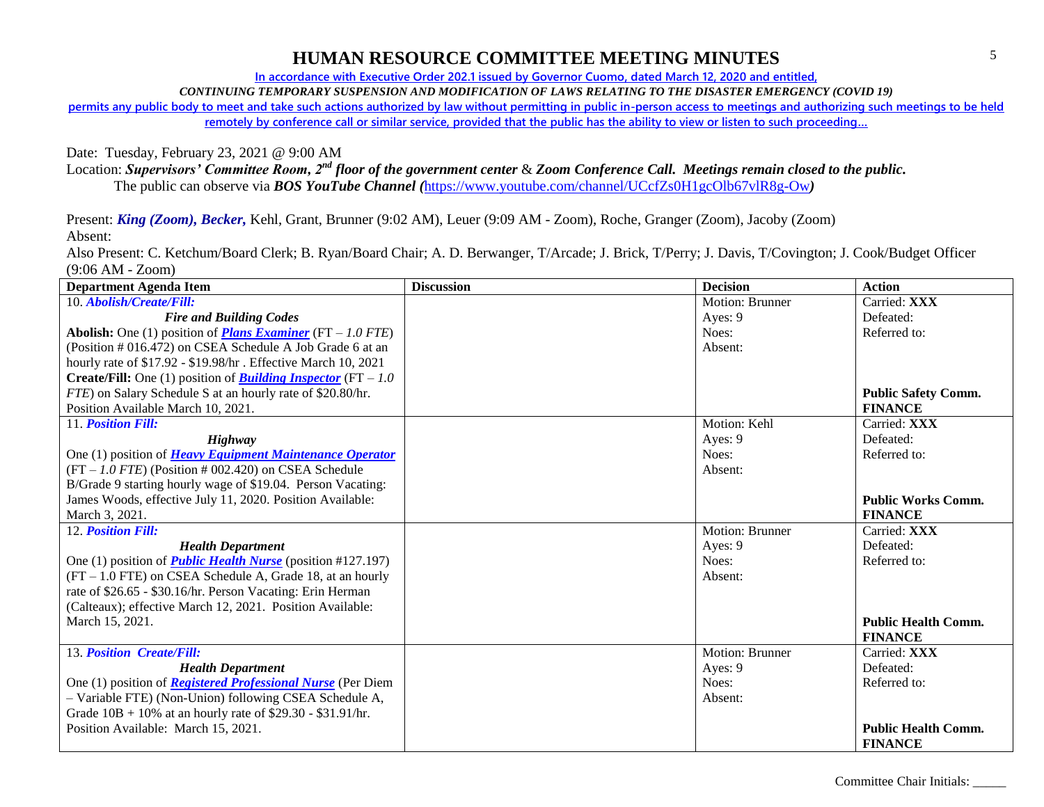# HUMAN RESOURCE COMMITTEE MEETING MINUTES

**In accordance with Executive Order 202.1 issued by Governor Cuomo, dated March 12, 2020 and entitled,**

***CONTINUING TEMPORARY SUSPENSION AND MODIFICATION OF LAWS RELATING TO THE DISASTER EMERGENCY (COVID 19)***

**permits any public body to meet and take such actions authorized by law without permitting in public in-person access to meetings and authorizing such meetings to be held remotely by conference call or similar service, provided that the public has the ability to view or listen to such proceeding…**

Date: Tuesday, February 23, 2021 @ 9:00 AM

Location: ***Supervisors' Committee Room, 2nd floor of the government center*** & ***Zoom Conference Call. Meetings remain closed to the public.***
The public can observe via ***BOS YouTube Channel (***https://www.youtube.com/channel/UCcfZs0H1gcOlb67vlR8g-Ow***)***

Present: ***King (Zoom), Becker,*** Kehl, Grant, Brunner (9:02 AM), Leuer (9:09 AM - Zoom), Roche, Granger (Zoom), Jacoby (Zoom)

Absent:

Also Present: C. Ketchum/Board Clerk; B. Ryan/Board Chair; A. D. Berwanger, T/Arcade; J. Brick, T/Perry; J. Davis, T/Covington; J. Cook/Budget Officer (9:06 AM - Zoom)

| Department Agenda Item | Discussion | Decision | Action |
|---|---|---|---|
| 10. ***Abolish/Create/Fill:*** ***Fire and Building Codes*** **Abolish:** One (1) position of ***Plans Examiner*** (FT – *1.0 FTE*) (Position # 016.472) on CSEA Schedule A Job Grade 6 at an hourly rate of $17.92 - $19.98/hr . Effective March 10, 2021 **Create/Fill:** One (1) position of ***Building Inspector*** (FT – *1.0 FTE*) on Salary Schedule S at an hourly rate of $20.80/hr. Position Available March 10, 2021. | | Motion: Brunner<br>Ayes: 9<br>Noes:<br>Absent: | Carried: **XXX**<br>Defeated:<br>Referred to:<br><br>**Public Safety Comm.**<br>**FINANCE** |
| 11. ***Position Fill:*** ***Highway*** One (1) position of ***Heavy Equipment Maintenance Operator*** (FT – *1.0 FTE*) (Position # 002.420) on CSEA Schedule B/Grade 9 starting hourly wage of $19.04. Person Vacating: James Woods, effective July 11, 2020. Position Available: March 3, 2021. | | Motion: Kehl<br>Ayes: 9<br>Noes:<br>Absent: | Carried: **XXX**<br>Defeated:<br>Referred to:<br><br>**Public Works Comm.**<br>**FINANCE** |
| 12. ***Position Fill:*** ***Health Department*** One (1) position of ***Public Health Nurse*** (position #127.197) (FT – 1.0 FTE) on CSEA Schedule A, Grade 18, at an hourly rate of $26.65 - $30.16/hr. Person Vacating: Erin Herman (Calteaux); effective March 12, 2021. Position Available: March 15, 2021. | | Motion: Brunner<br>Ayes: 9<br>Noes:<br>Absent: | Carried: **XXX**<br>Defeated:<br>Referred to:<br><br>**Public Health Comm.**<br>**FINANCE** |
| 13. ***Position Create/Fill:*** ***Health Department*** One (1) position of ***Registered Professional Nurse*** (Per Diem – Variable FTE) (Non-Union) following CSEA Schedule A, Grade 10B + 10% at an hourly rate of $29.30 - $31.91/hr. Position Available: March 15, 2021. | | Motion: Brunner<br>Ayes: 9<br>Noes:<br>Absent: | Carried: **XXX**<br>Defeated:<br>Referred to:<br><br>**Public Health Comm.**<br>**FINANCE** |

Committee Chair Initials: _____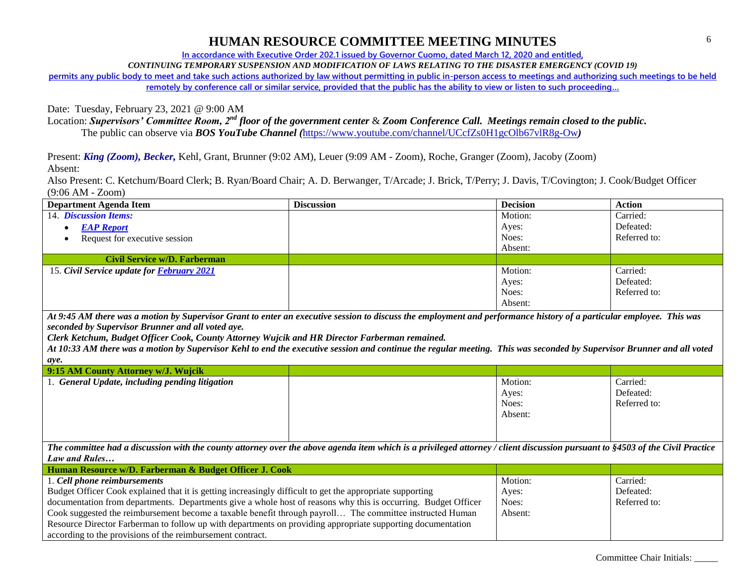# HUMAN RESOURCE COMMITTEE MEETING MINUTES

In accordance with Executive Order 202.1 issued by Governor Cuomo, dated March 12, 2020 and entitled,

*CONTINUING TEMPORARY SUSPENSION AND MODIFICATION OF LAWS RELATING TO THE DISASTER EMERGENCY (COVID 19)*

permits any public body to meet and take such actions authorized by law without permitting in public in-person access to meetings and authorizing such meetings to be held remotely by conference call or similar service, provided that the public has the ability to view or listen to such proceeding…

Date: Tuesday, February 23, 2021 @ 9:00 AM

Location: ***Supervisors' Committee Room, 2nd floor of the government center*** & ***Zoom Conference Call. Meetings remain closed to the public.***
The public can observe via ***BOS YouTube Channel (***https://www.youtube.com/channel/UCcfZs0H1gcOlb67vlR8g-Ow***)***

Present: ***King (Zoom), Becker,*** Kehl, Grant, Brunner (9:02 AM), Leuer (9:09 AM - Zoom), Roche, Granger (Zoom), Jacoby (Zoom)

Absent:

Also Present: C. Ketchum/Board Clerk; B. Ryan/Board Chair; A. D. Berwanger, T/Arcade; J. Brick, T/Perry; J. Davis, T/Covington; J. Cook/Budget Officer (9:06 AM - Zoom)

| Department Agenda Item | Discussion | Decision | Action |
|---|---|---|---|
| 14. ***Discussion Items:***<br>• ***EAP Report***<br>• Request for executive session | | Motion:<br>Ayes:<br>Noes:<br>Absent: | Carried:<br>Defeated:<br>Referred to: |
| **Civil Service w/D. Farberman** | | | |
| 15. ***Civil Service update for February 2021*** | | Motion:<br>Ayes:<br>Noes:<br>Absent: | Carried:<br>Defeated:<br>Referred to: |

***At 9:45 AM there was a motion by Supervisor Grant to enter an executive session to discuss the employment and performance history of a particular employee. This was seconded by Supervisor Brunner and all voted aye.***

***Clerk Ketchum, Budget Officer Cook, County Attorney Wujcik and HR Director Farberman remained.***

***At 10:33 AM there was a motion by Supervisor Kehl to end the executive session and continue the regular meeting. This was seconded by Supervisor Brunner and all voted aye.***

| Department Agenda Item | Discussion | Decision | Action |
|---|---|---|---|
| **9:15 AM County Attorney w/J. Wujcik** | | | |
| 1. ***General Update, including pending litigation*** | | Motion:<br>Ayes:<br>Noes:<br>Absent: | Carried:<br>Defeated:<br>Referred to: |

***The committee had a discussion with the county attorney over the above agenda item which is a privileged attorney / client discussion pursuant to §4503 of the Civil Practice Law and Rules…***

| Department Agenda Item | Decision | Action |
|---|---|---|
| **Human Resource w/D. Farberman & Budget Officer J. Cook** | | |
| 1. ***Cell phone reimbursements***<br>Budget Officer Cook explained that it is getting increasingly difficult to get the appropriate supporting documentation from departments. Departments give a whole host of reasons why this is occurring. Budget Officer Cook suggested the reimbursement become a taxable benefit through payroll… The committee instructed Human Resource Director Farberman to follow up with departments on providing appropriate supporting documentation according to the provisions of the reimbursement contract. | Motion:<br>Ayes:<br>Noes:<br>Absent: | Carried:<br>Defeated:<br>Referred to: |

Committee Chair Initials: _____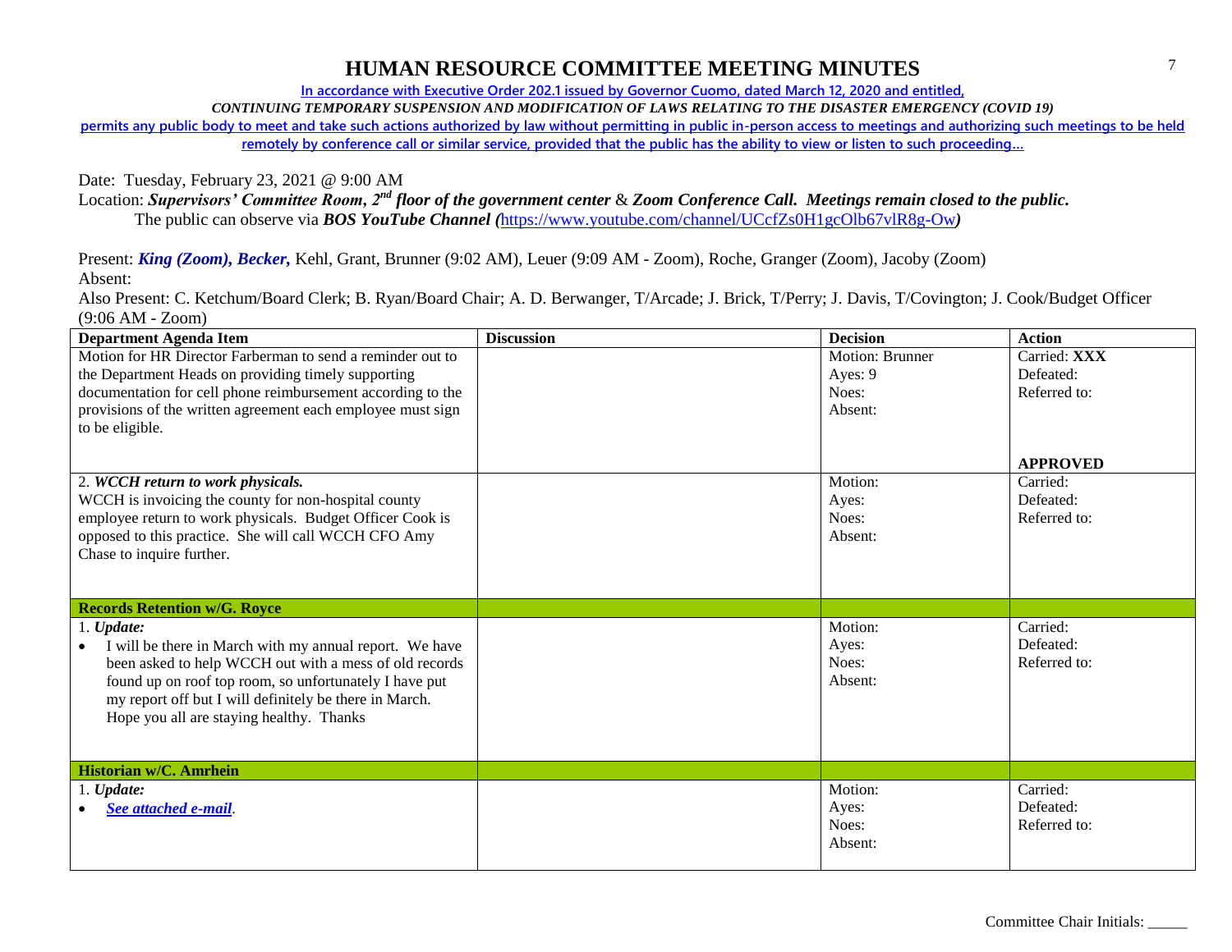# HUMAN RESOURCE COMMITTEE MEETING MINUTES

In accordance with Executive Order 202.1 issued by Governor Cuomo, dated March 12, 2020 and entitled,

*CONTINUING TEMPORARY SUSPENSION AND MODIFICATION OF LAWS RELATING TO THE DISASTER EMERGENCY (COVID 19)*

permits any public body to meet and take such actions authorized by law without permitting in public in-person access to meetings and authorizing such meetings to be held remotely by conference call or similar service, provided that the public has the ability to view or listen to such proceeding…

Date: Tuesday, February 23, 2021 @ 9:00 AM

Location: ***Supervisors' Committee Room, 2nd floor of the government center*** & ***Zoom Conference Call. Meetings remain closed to the public.*** The public can observe via ***BOS YouTube Channel (***https://www.youtube.com/channel/UCcfZs0H1gcOlb67vlR8g-Ow***)***

Present: ***King (Zoom), Becker,*** Kehl, Grant, Brunner (9:02 AM), Leuer (9:09 AM - Zoom), Roche, Granger (Zoom), Jacoby (Zoom)

Absent:

Also Present: C. Ketchum/Board Clerk; B. Ryan/Board Chair; A. D. Berwanger, T/Arcade; J. Brick, T/Perry; J. Davis, T/Covington; J. Cook/Budget Officer (9:06 AM - Zoom)

| Department Agenda Item | Discussion | Decision | Action |
|---|---|---|---|
| Motion for HR Director Farberman to send a reminder out to the Department Heads on providing timely supporting documentation for cell phone reimbursement according to the provisions of the written agreement each employee must sign to be eligible. | | Motion: Brunner<br>Ayes: 9<br>Noes:<br>Absent: | Carried: **XXX**<br>Defeated:<br>Referred to:<br><br>**APPROVED** |
| 2. ***WCCH return to work physicals.***<br>WCCH is invoicing the county for non-hospital county employee return to work physicals. Budget Officer Cook is opposed to this practice. She will call WCCH CFO Amy Chase to inquire further. | | Motion:<br>Ayes:<br>Noes:<br>Absent: | Carried:<br>Defeated:<br>Referred to: |
| **Records Retention w/G. Royce** | | | |
| 1. ***Update:***<br>• I will be there in March with my annual report. We have been asked to help WCCH out with a mess of old records found up on roof top room, so unfortunately I have put my report off but I will definitely be there in March. Hope you all are staying healthy. Thanks | | Motion:<br>Ayes:<br>Noes:<br>Absent: | Carried:<br>Defeated:<br>Referred to: |
| **Historian w/C. Amrhein** | | | |
| 1. ***Update:***<br>• ***See attached e-mail***. | | Motion:<br>Ayes:<br>Noes:<br>Absent: | Carried:<br>Defeated:<br>Referred to: |

Committee Chair Initials: _____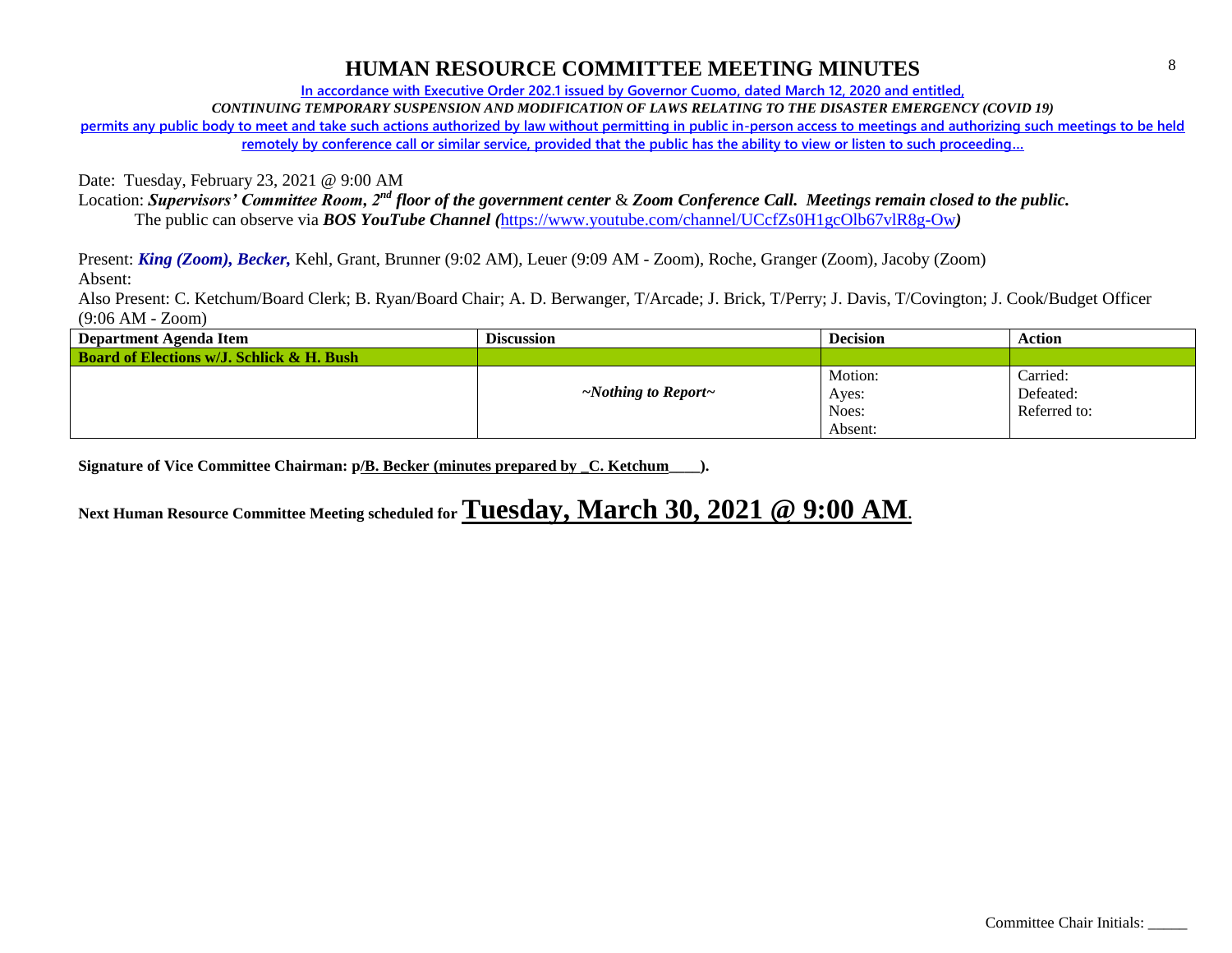# HUMAN RESOURCE COMMITTEE MEETING MINUTES

In accordance with Executive Order 202.1 issued by Governor Cuomo, dated March 12, 2020 and entitled,

*CONTINUING TEMPORARY SUSPENSION AND MODIFICATION OF LAWS RELATING TO THE DISASTER EMERGENCY (COVID 19)*

permits any public body to meet and take such actions authorized by law without permitting in public in-person access to meetings and authorizing such meetings to be held remotely by conference call or similar service, provided that the public has the ability to view or listen to such proceeding…

Date: Tuesday, February 23, 2021 @ 9:00 AM

Location: ***Supervisors' Committee Room, 2nd floor of the government center*** & ***Zoom Conference Call. Meetings remain closed to the public.***
The public can observe via ***BOS YouTube Channel (***https://www.youtube.com/channel/UCcfZs0H1gcOlb67vlR8g-Ow***)***

Present: ***King (Zoom), Becker,*** Kehl, Grant, Brunner (9:02 AM), Leuer (9:09 AM - Zoom), Roche, Granger (Zoom), Jacoby (Zoom)

Absent:

Also Present: C. Ketchum/Board Clerk; B. Ryan/Board Chair; A. D. Berwanger, T/Arcade; J. Brick, T/Perry; J. Davis, T/Covington; J. Cook/Budget Officer (9:06 AM - Zoom)

| Department Agenda Item | Discussion | Decision | Action |
|---|---|---|---|
| **Board of Elections w/J. Schlick & H. Bush** | | | |
| | *~Nothing to Report~* | Motion:<br>Ayes:<br>Noes:<br>Absent: | Carried:<br>Defeated:<br>Referred to: |

**Signature of Vice Committee Chairman: p/B. Becker (minutes prepared by _C. Ketchum____).**

**Next Human Resource Committee Meeting scheduled for Tuesday, March 30, 2021 @ 9:00 AM.**

Committee Chair Initials: _____